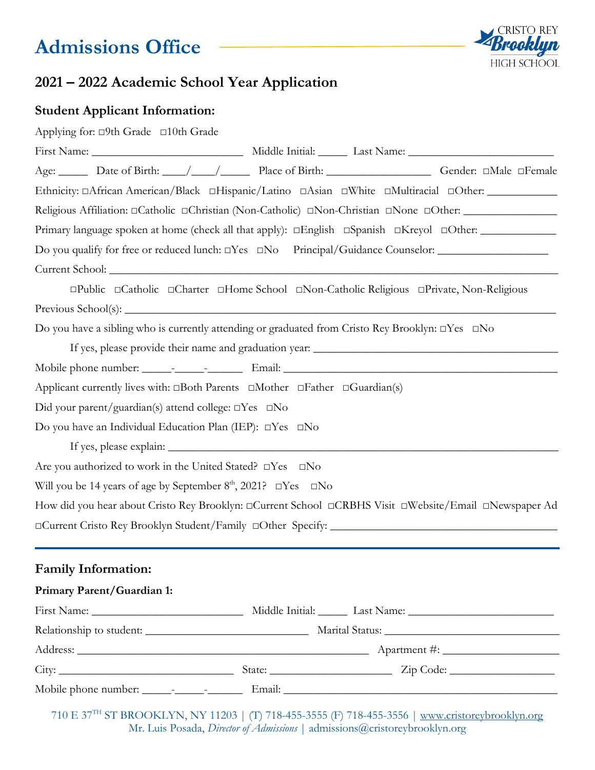# Admissions Office

CRISTO REY Brooklyn HIGH SCHOOL

## 2021 – 2022 Academic School Year Application

### Student Applicant Information:

Applying for: □9th Grade □10th Grade

First Name: ___________________________ Middle Initial: _____ Last Name: _________________________

Age: _____ Date of Birth: ____/____/_____ Place of Birth: __________________ Gender: □Male □Female

Ethnicity: □African American/Black □Hispanic/Latino □Asian □White □Multiracial □Other: ____________

Religious Affiliation: □Catholic □Christian (Non-Catholic) □Non-Christian □None □Other: ________________

Primary language spoken at home (check all that apply): □English □Spanish □Kreyol □Other: _____________

Do you qualify for free or reduced lunch: □Yes □No Principal/Guidance Counselor: ___________________

Current School: ________________________________________________________________________________

□Public □Catholic □Charter □Home School □Non-Catholic Religious □Private, Non-Religious

Previous School(s): _____________________________________________________________________________

Do you have a sibling who is currently attending or graduated from Cristo Rey Brooklyn: □Yes □No

If yes, please provide their name and graduation year: ___________________________________________

Mobile phone number: _____-_____-______ Email: ________________________________________________

Applicant currently lives with: □Both Parents □Mother □Father □Guardian(s)

Did your parent/guardian(s) attend college: □Yes □No

Do you have an Individual Education Plan (IEP): □Yes □No

If yes, please explain: ____________________________________________________________________

Are you authorized to work in the United Stated? □Yes □No

Will you be 14 years of age by September 8th, 2021? □Yes □No

How did you hear about Cristo Rey Brooklyn: □Current School □CRBHS Visit □Website/Email □Newspaper Ad □Current Cristo Rey Brooklyn Student/Family □Other Specify: _______________________________________

---

### Family Information:

**Primary Parent/Guardian 1:**

First Name: ___________________________ Middle Initial: _____ Last Name: _________________________

Relationship to student: _____________________________ Marital Status: _______________________________

Address: ____________________________________________________ Apartment #: ____________________

City: _______________________________ State: ______________________ Zip Code: __________________

Mobile phone number: _____-_____-______ Email: ________________________________________________

710 E 37TH ST BROOKLYN, NY 11203 | (T) 718-455-3555 (F) 718-455-3556 | www.cristoreybrooklyn.org
Mr. Luis Posada, *Director of Admissions* | admissions@cristoreybrooklyn.org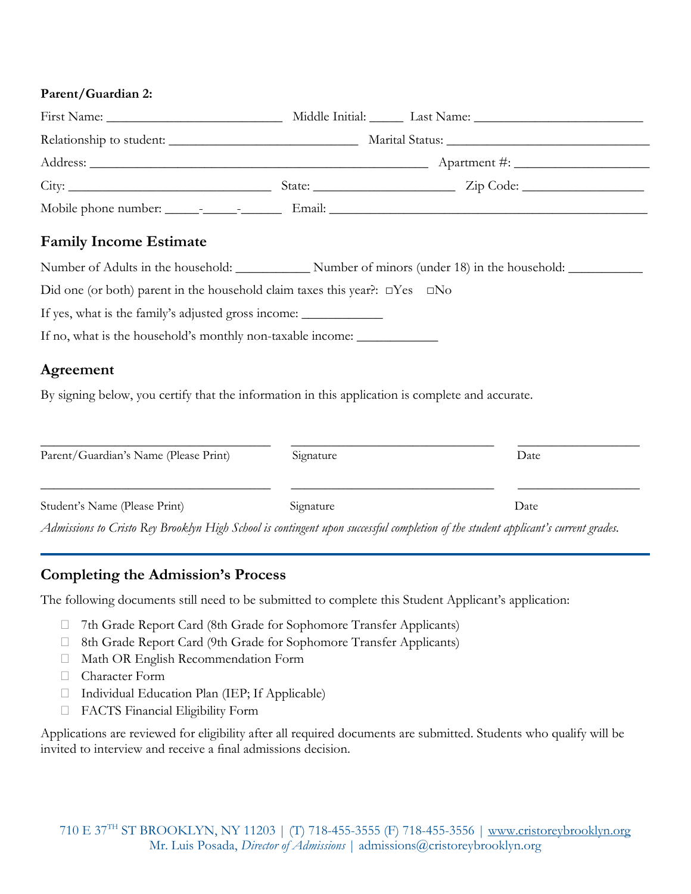**Parent/Guardian 2:**

First Name: ___________________________ Middle Initial: _____ Last Name: __________________________

Relationship to student: ____________________________ Marital Status: ______________________________

Address: ____________________________________________________ Apartment #: ____________________

City: _______________________________ State: _____________________ Zip Code: __________________

Mobile phone number: _____-_____-______ Email: _________________________________________________

## Family Income Estimate

Number of Adults in the household: ___________ Number of minors (under 18) in the household: ___________

Did one (or both) parent in the household claim taxes this year?: □Yes □No

If yes, what is the family's adjusted gross income: ____________

If no, what is the household's monthly non-taxable income: ____________

## Agreement

By signing below, you certify that the information in this application is complete and accurate.

| | | |
|---|---|---|
| ___________________________________ | _______________________________ | __________________ |
| Parent/Guardian's Name (Please Print) | Signature | Date |
| ___________________________________ | _______________________________ | __________________ |
| Student's Name (Please Print) | Signature | Date |

*Admissions to Cristo Rey Brooklyn High School is contingent upon successful completion of the student applicant's current grades.*

---

## Completing the Admission's Process

The following documents still need to be submitted to complete this Student Applicant's application:

- ☐ 7th Grade Report Card (8th Grade for Sophomore Transfer Applicants)
- ☐ 8th Grade Report Card (9th Grade for Sophomore Transfer Applicants)
- ☐ Math OR English Recommendation Form
- ☐ Character Form
- ☐ Individual Education Plan (IEP; If Applicable)
- ☐ FACTS Financial Eligibility Form

Applications are reviewed for eligibility after all required documents are submitted. Students who qualify will be invited to interview and receive a final admissions decision.

710 E 37TH ST BROOKLYN, NY 11203 | (T) 718-455-3555 (F) 718-455-3556 | www.cristoreybrooklyn.org
Mr. Luis Posada, *Director of Admissions* | admissions@cristoreybrooklyn.org